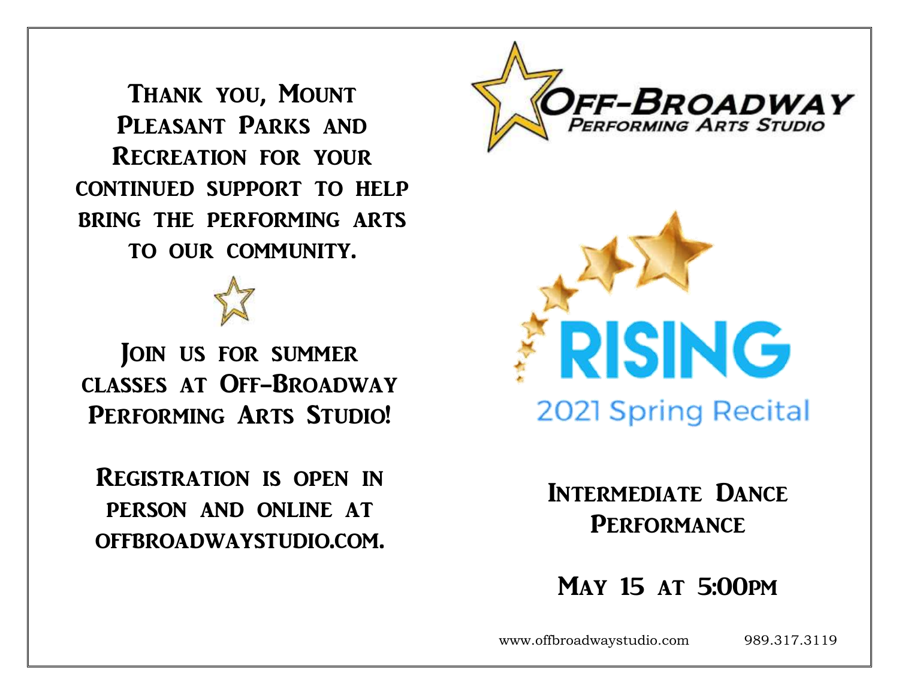Thank you, Mount Pleasant Parks and Recreation for your continued support to help bring the performing arts to our community.

Join us for summer classes at Off-Broadway Performing Arts Studio!

Registration is open in person and online at offbroadwaystudio.com.

# Off-Broadway Performing Arts Studio

# RISING

## 2021 Spring Recital

## Intermediate Dance Performance

## May 15 at 5:00pm

www.offbroadwaystudio.com 989.317.3119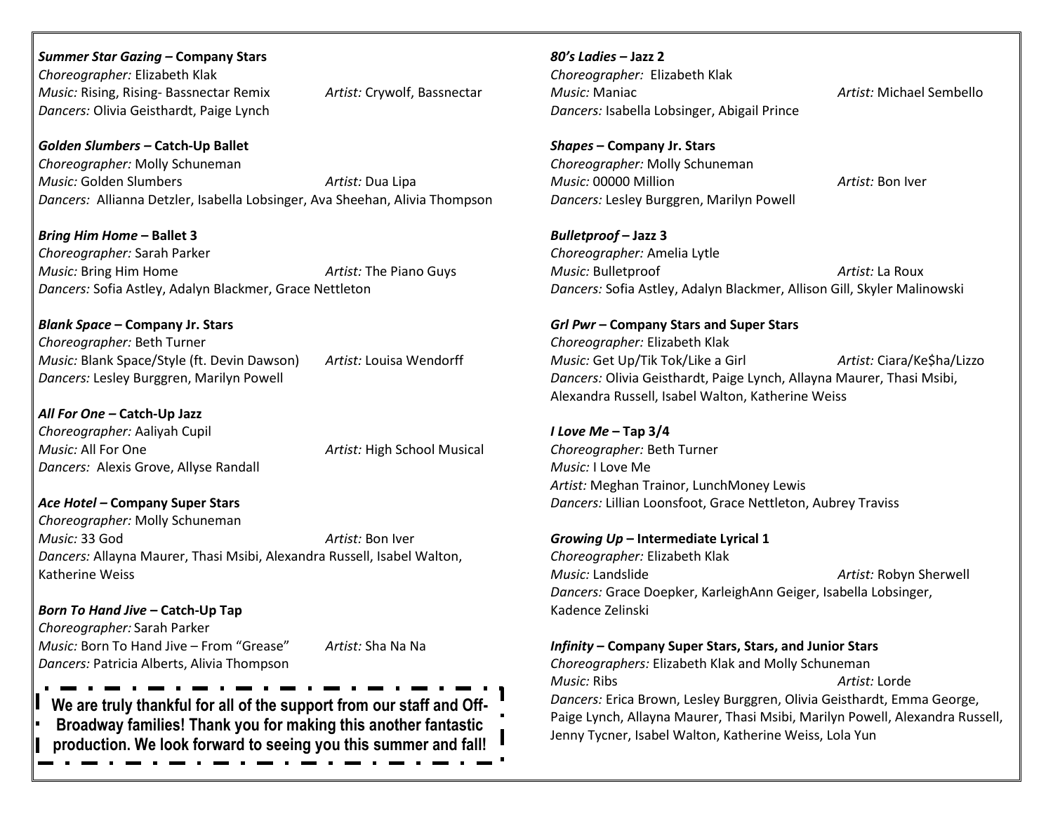***Summer Star Gazing* – Company Stars**
*Choreographer:* Elizabeth Klak
*Music:* Rising, Rising- Bassnectar Remix *Artist:* Crywolf, Bassnectar
*Dancers:* Olivia Geisthardt, Paige Lynch

***Golden Slumbers* – Catch-Up Ballet**
*Choreographer:* Molly Schuneman
*Music:* Golden Slumbers *Artist:* Dua Lipa
*Dancers:* Allianna Detzler, Isabella Lobsinger, Ava Sheehan, Alivia Thompson

***Bring Him Home* – Ballet 3**
*Choreographer:* Sarah Parker
*Music:* Bring Him Home *Artist:* The Piano Guys
*Dancers:* Sofia Astley, Adalyn Blackmer, Grace Nettleton

***Blank Space* – Company Jr. Stars**
*Choreographer:* Beth Turner
*Music:* Blank Space/Style (ft. Devin Dawson) *Artist:* Louisa Wendorff
*Dancers:* Lesley Burggren, Marilyn Powell

***All For One* – Catch-Up Jazz**
*Choreographer:* Aaliyah Cupil
*Music:* All For One *Artist:* High School Musical
*Dancers:* Alexis Grove, Allyse Randall

***Ace Hotel* – Company Super Stars**
*Choreographer:* Molly Schuneman
*Music:* 33 God *Artist:* Bon Iver
*Dancers:* Allayna Maurer, Thasi Msibi, Alexandra Russell, Isabel Walton, Katherine Weiss

***Born To Hand Jive* – Catch-Up Tap**
*Choreographer:* Sarah Parker
*Music:* Born To Hand Jive – From "Grease" *Artist:* Sha Na Na
*Dancers:* Patricia Alberts, Alivia Thompson

**We are truly thankful for all of the support from our staff and Off-Broadway families! Thank you for making this another fantastic production. We look forward to seeing you this summer and fall!**

***80's Ladies* – Jazz 2**
*Choreographer:* Elizabeth Klak
*Music:* Maniac *Artist:* Michael Sembello
*Dancers:* Isabella Lobsinger, Abigail Prince

***Shapes* – Company Jr. Stars**
*Choreographer:* Molly Schuneman
*Music:* 00000 Million *Artist:* Bon Iver
*Dancers:* Lesley Burggren, Marilyn Powell

***Bulletproof* – Jazz 3**
*Choreographer:* Amelia Lytle
*Music:* Bulletproof *Artist:* La Roux
*Dancers:* Sofia Astley, Adalyn Blackmer, Allison Gill, Skyler Malinowski

***Grl Pwr* – Company Stars and Super Stars**
*Choreographer:* Elizabeth Klak
*Music:* Get Up/Tik Tok/Like a Girl *Artist:* Ciara/Ke$ha/Lizzo
*Dancers:* Olivia Geisthardt, Paige Lynch, Allayna Maurer, Thasi Msibi, Alexandra Russell, Isabel Walton, Katherine Weiss

***I Love Me* – Tap 3/4**
*Choreographer:* Beth Turner
*Music:* I Love Me
*Artist:* Meghan Trainor, LunchMoney Lewis
*Dancers:* Lillian Loonsfoot, Grace Nettleton, Aubrey Traviss

***Growing Up* – Intermediate Lyrical 1**
*Choreographer:* Elizabeth Klak
*Music:* Landslide *Artist:* Robyn Sherwell
*Dancers:* Grace Doepker, KarleighAnn Geiger, Isabella Lobsinger, Kadence Zelinski

***Infinity* – Company Super Stars, Stars, and Junior Stars**
*Choreographers:* Elizabeth Klak and Molly Schuneman
*Music:* Ribs *Artist:* Lorde
*Dancers:* Erica Brown, Lesley Burggren, Olivia Geisthardt, Emma George, Paige Lynch, Allayna Maurer, Thasi Msibi, Marilyn Powell, Alexandra Russell, Jenny Tycner, Isabel Walton, Katherine Weiss, Lola Yun